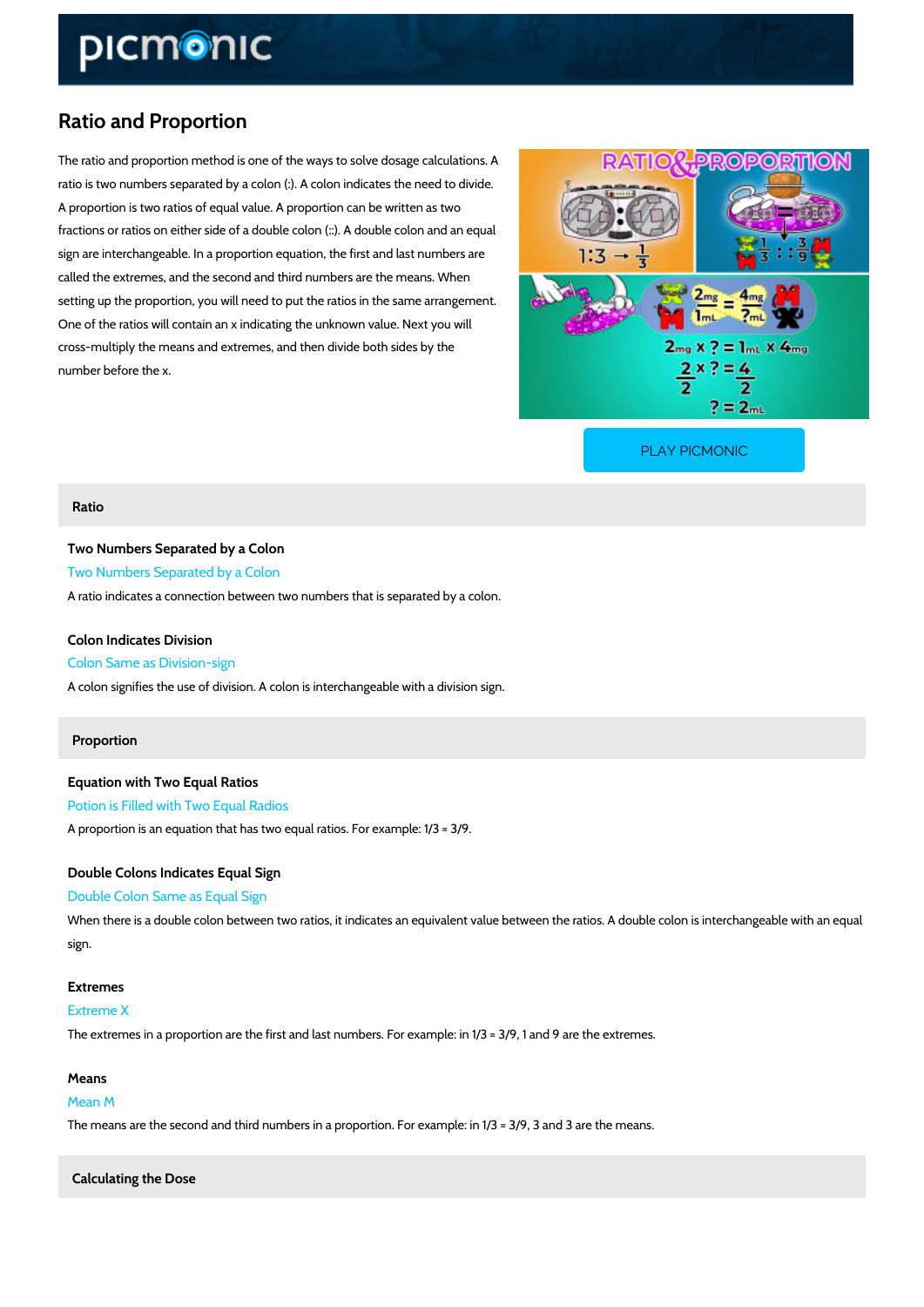# Ratio and Proportion

The ratio and proportion method is one of the ways to solve dosage calculations. A ratio is two numbers separated by a colon (:). A colon indicates the need to divide. A proportion is two ratios of equal value. A proportion can be written as two fractions or ratios on either side of a double colon (::). A double colon and an equal sign are interchangeable. In a proportion equation, the first and last numbers are called the extremes, and the second and third numbers are the means. When setting up the proportion, you will need to put the ratios in the same arrangement. One of the ratios will contain an x indicating the unknown value. Next you will cross-multiply the means and extremes, and then divide both sides by the number before the x.

PLAY PICMONIC

## Ratio

### Two Numbers Separated by a Colon

Two Numbers Separated by a Colon

A ratio indicates a connection between two numbers that is separated by a colon.

### Colon Indicates Division

Colon Same as Division-sign

A colon signifies the use of division. A colon is interchangeable with a division sign.

## Proportion

### Equation with Two Equal Ratios

Potion is Filled with Two Equal Radios

A proportion is an equation that has two equal ratios. For example: 1/3 = 3/9.

### Double Colons Indicates Equal Sign

Double Colon Same as Equal Sign

When there is a double colon between two ratios, it indicates an equivalent value between the ratios. A double colon is interchangeable with an equal sign.

### Extremes

Extreme X

The extremes in a proportion are the first and last numbers. For example: in 1/3 = 3/9, 1 and 9 are the extremes.

### Means

Mean M

The means are the second and third numbers in a proportion. For example: in 1/3 = 3/9, 3 and 3 are the means.

## Calculating the Dose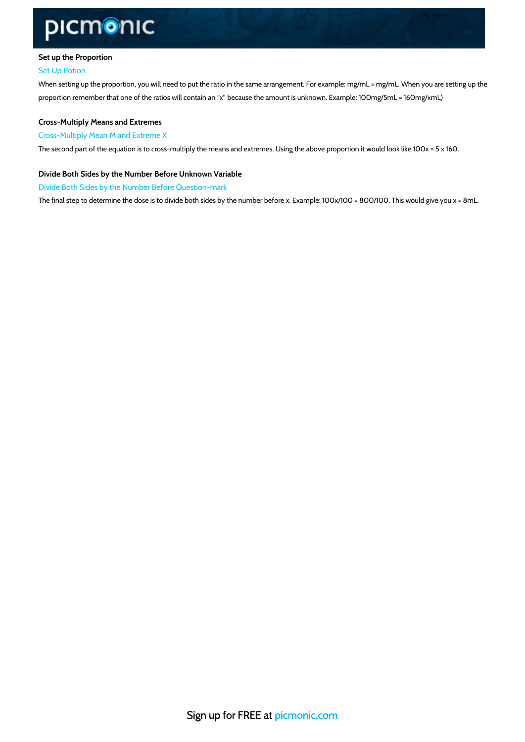### Set up the Proportion

Set Up Potion

When setting up the proportion, you will need to put the ratio in the same arrangement. For example: mg/mL = mg/mL. When you are setting up the proportion remember that one of the ratios will contain an "x" because the amount is unknown. Example: 100mg/5mL = 160mg/xmL)

### Cross-Multiply Means and Extremes

Cross-Multiply Mean M and Extreme X

The second part of the equation is to cross-multiply the means and extremes. Using the above proportion it would look like 100x = 5 x 160.

### Divide Both Sides by the Number Before Unknown Variable

Divide Both Sides by the Number Before Question-mark

The final step to determine the dose is to divide both sides by the number before x. Example: 100x/100 = 800/100. This would give you x = 8mL.